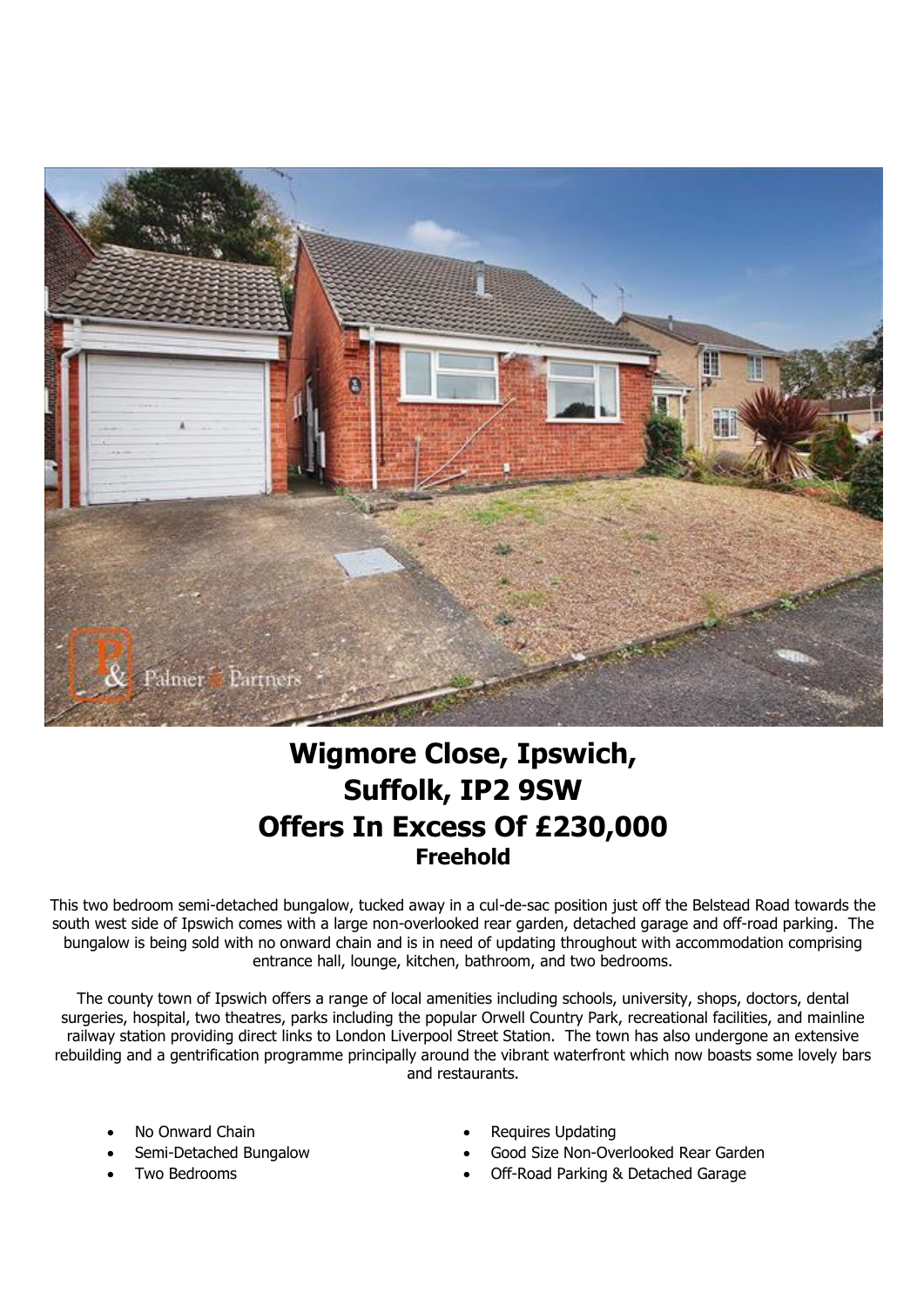# Wigmore Close, Ipswich, Suffolk, IP2 9SW

## Offers In Excess Of £230,000

**Freehold**

This two bedroom semi-detached bungalow, tucked away in a cul-de-sac position just off the Belstead Road towards the south west side of Ipswich comes with a large non-overlooked rear garden, detached garage and off-road parking. The bungalow is being sold with no onward chain and is in need of updating throughout with accommodation comprising entrance hall, lounge, kitchen, bathroom, and two bedrooms.

The county town of Ipswich offers a range of local amenities including schools, university, shops, doctors, dental surgeries, hospital, two theatres, parks including the popular Orwell Country Park, recreational facilities, and mainline railway station providing direct links to London Liverpool Street Station. The town has also undergone an extensive rebuilding and a gentrification programme principally around the vibrant waterfront which now boasts some lovely bars and restaurants.

- No Onward Chain
- Semi-Detached Bungalow
- Two Bedrooms
- Requires Updating
- Good Size Non-Overlooked Rear Garden
- Off-Road Parking & Detached Garage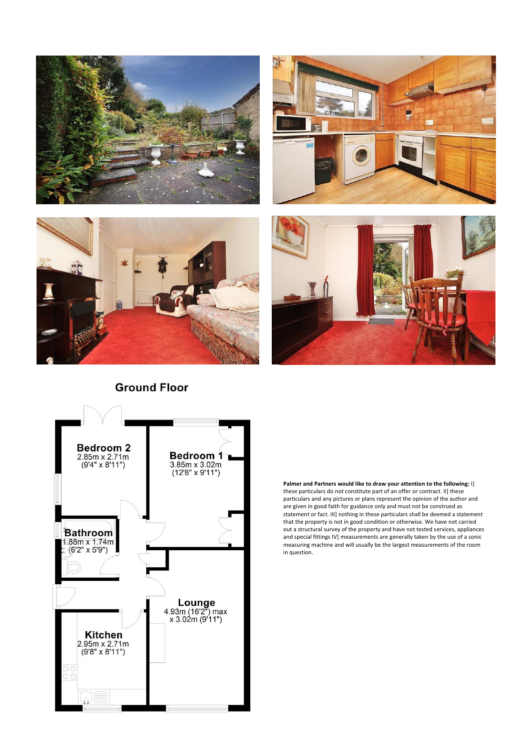## Ground Floor

Bedroom 2
2.85m x 2.71m
(9'4" x 8'11")

Bedroom 1
3.85m x 3.02m
(12'8" x 9'11")

Bathroom
1.88m x 1.74m
(6'2" x 5'9")

Lounge
4.93m (16'2") max
x 3.02m (9'11")

Kitchen
2.95m x 2.71m
(9'8" x 8'11")

**Palmer and Partners would like to draw your attention to the following:** I] these particulars do not constitute part of an offer or contract. II] these particulars and any pictures or plans represent the opinion of the author and are given in good faith for guidance only and must not be construed as statement or fact. III] nothing in these particulars shall be deemed a statement that the property is not in good condition or otherwise. We have not carried out a structural survey of the property and have not tested services, appliances and special fittings IV] measurements are generally taken by the use of a sonic measuring machine and will usually be the largest measurements of the room in question.